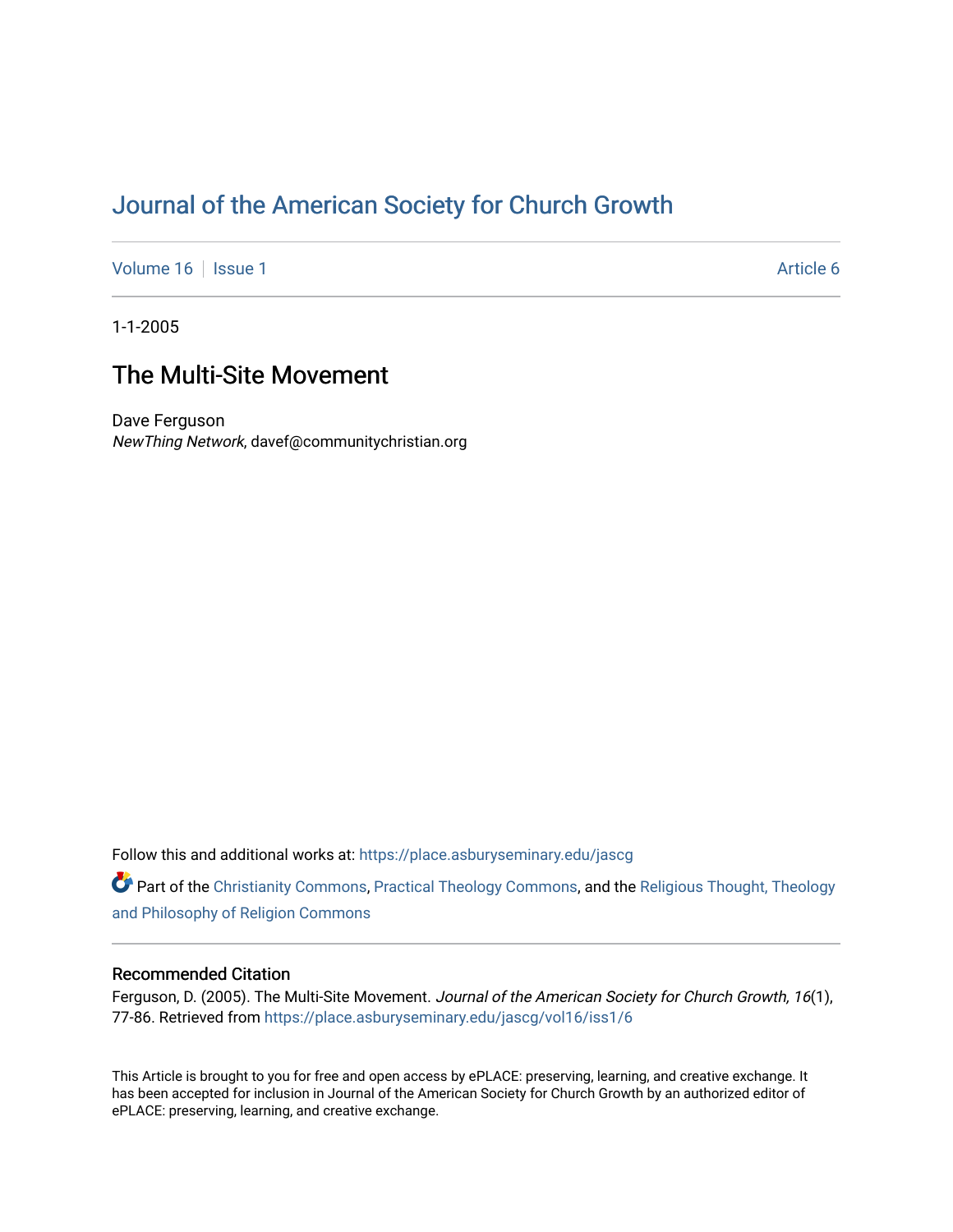# Journal of the American Society for Church Growth

Volume 16 | Issue 1 Article 6

1-1-2005

## The Multi-Site Movement

Dave Ferguson

*NewThing Network*, davef@communitychristian.org

Follow this and additional works at: https://place.asburyseminary.edu/jascg

Part of the Christianity Commons, Practical Theology Commons, and the Religious Thought, Theology and Philosophy of Religion Commons

### Recommended Citation

Ferguson, D. (2005). The Multi-Site Movement. *Journal of the American Society for Church Growth, 16*(1), 77-86. Retrieved from https://place.asburyseminary.edu/jascg/vol16/iss1/6

This Article is brought to you for free and open access by ePLACE: preserving, learning, and creative exchange. It has been accepted for inclusion in Journal of the American Society for Church Growth by an authorized editor of ePLACE: preserving, learning, and creative exchange.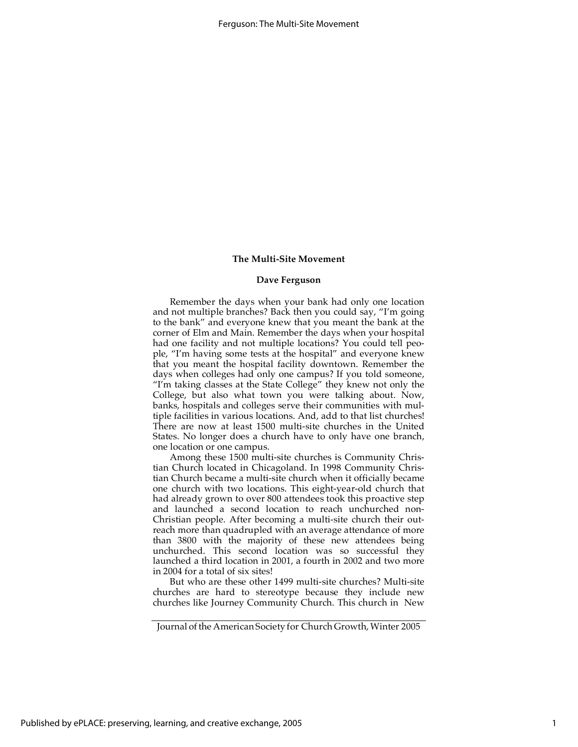## The Multi-Site Movement

### Dave Ferguson

Remember the days when your bank had only one location and not multiple branches? Back then you could say, "I'm going to the bank" and everyone knew that you meant the bank at the corner of Elm and Main. Remember the days when your hospital had one facility and not multiple locations? You could tell people, "I'm having some tests at the hospital" and everyone knew that you meant the hospital facility downtown. Remember the days when colleges had only one campus? If you told someone, "I'm taking classes at the State College" they knew not only the College, but also what town you were talking about. Now, banks, hospitals and colleges serve their communities with multiple facilities in various locations. And, add to that list churches! There are now at least 1500 multi-site churches in the United States. No longer does a church have to only have one branch, one location or one campus.

Among these 1500 multi-site churches is Community Christian Church located in Chicagoland. In 1998 Community Christian Church became a multi-site church when it officially became one church with two locations. This eight-year-old church that had already grown to over 800 attendees took this proactive step and launched a second location to reach unchurched non-Christian people. After becoming a multi-site church their outreach more than quadrupled with an average attendance of more than 3800 with the majority of these new attendees being unchurched. This second location was so successful they launched a third location in 2001, a fourth in 2002 and two more in 2004 for a total of six sites!

But who are these other 1499 multi-site churches? Multi-site churches are hard to stereotype because they include new churches like Journey Community Church. This church in New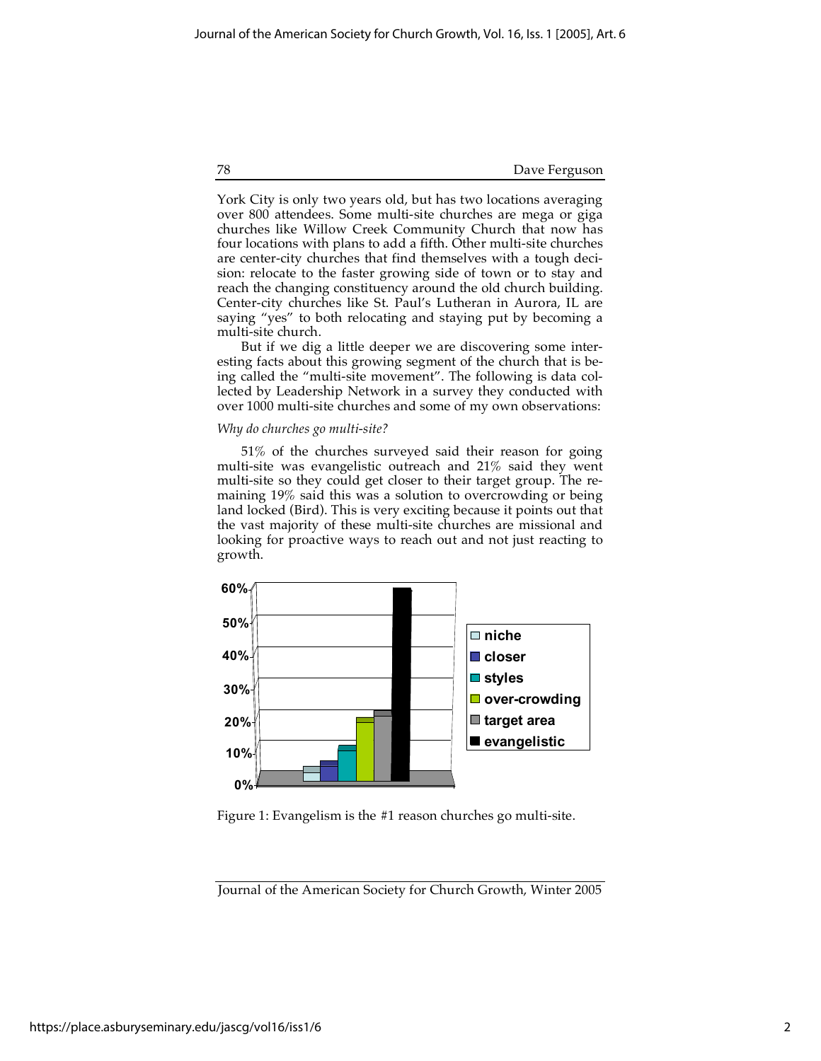York City is only two years old, but has two locations averaging over 800 attendees. Some multi-site churches are mega or giga churches like Willow Creek Community Church that now has four locations with plans to add a fifth. Other multi-site churches are center-city churches that find themselves with a tough decision: relocate to the faster growing side of town or to stay and reach the changing constituency around the old church building. Center-city churches like St. Paul's Lutheran in Aurora, IL are saying "yes" to both relocating and staying put by becoming a multi-site church.

But if we dig a little deeper we are discovering some interesting facts about this growing segment of the church that is being called the "multi-site movement". The following is data collected by Leadership Network in a survey they conducted with over 1000 multi-site churches and some of my own observations:

*Why do churches go multi-site?*

51% of the churches surveyed said their reason for going multi-site was evangelistic outreach and 21% said they went multi-site so they could get closer to their target group. The remaining 19% said this was a solution to overcrowding or being land locked (Bird). This is very exciting because it points out that the vast majority of these multi-site churches are missional and looking for proactive ways to reach out and not just reacting to growth.

Figure 1: Evangelism is the #1 reason churches go multi-site.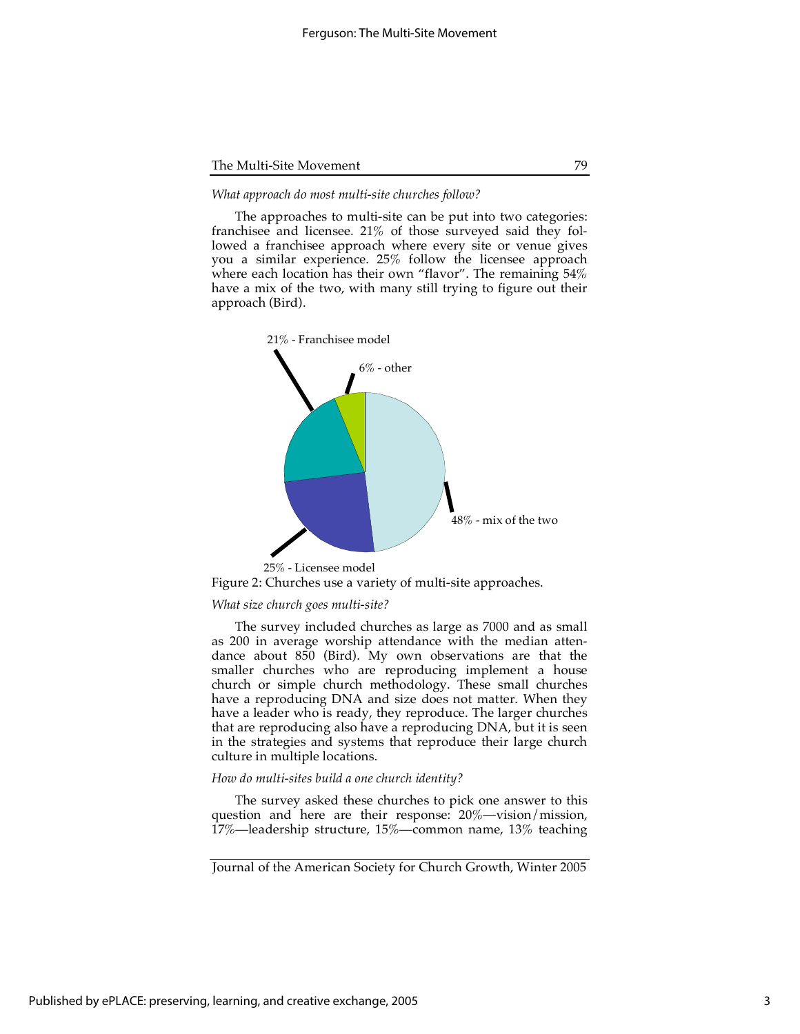*What approach do most multi-site churches follow?*

The approaches to multi-site can be put into two categories: franchisee and licensee. 21% of those surveyed said they followed a franchisee approach where every site or venue gives you a similar experience. 25% follow the licensee approach where each location has their own "flavor". The remaining 54% have a mix of the two, with many still trying to figure out their approach (Bird).

21% - Franchisee model

6% - other

48% - mix of the two

25% - Licensee model

Figure 2: Churches use a variety of multi-site approaches.

*What size church goes multi-site?*

The survey included churches as large as 7000 and as small as 200 in average worship attendance with the median attendance about 850 (Bird). My own observations are that the smaller churches who are reproducing implement a house church or simple church methodology. These small churches have a reproducing DNA and size does not matter. When they have a leader who is ready, they reproduce. The larger churches that are reproducing also have a reproducing DNA, but it is seen in the strategies and systems that reproduce their large church culture in multiple locations.

*How do multi-sites build a one church identity?*

The survey asked these churches to pick one answer to this question and here are their response: 20%—vision/mission, 17%—leadership structure, 15%—common name, 13% teaching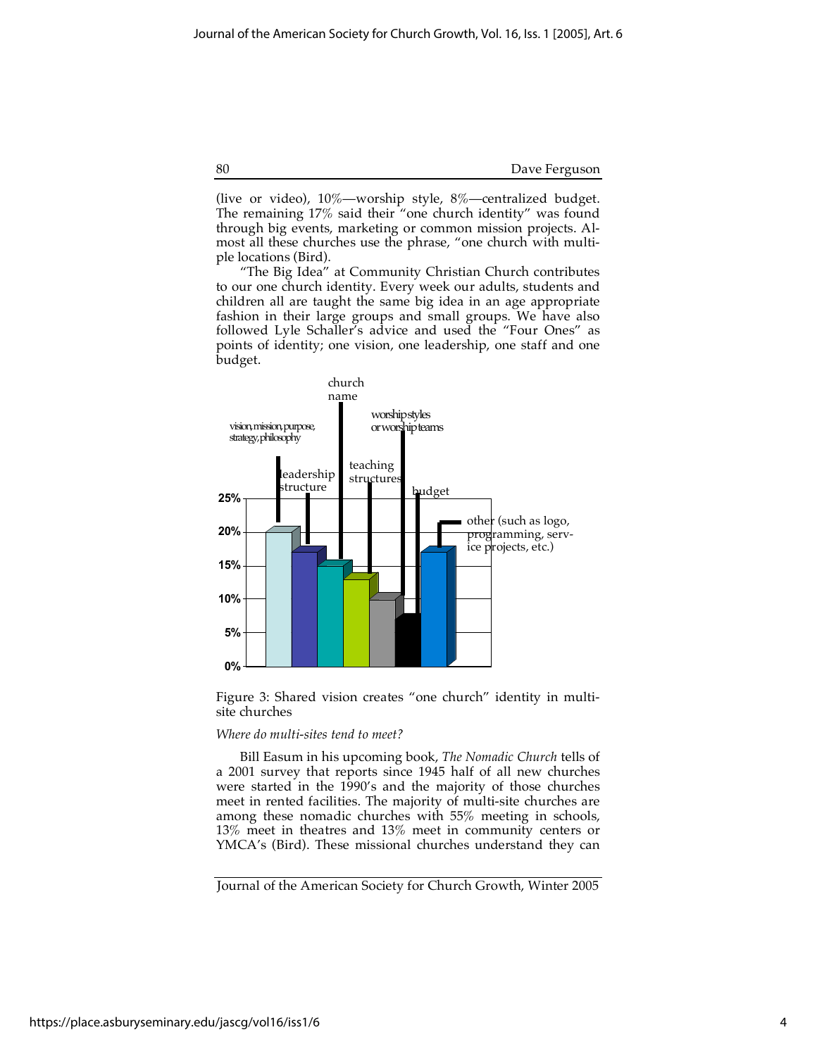(live or video), 10%—worship style, 8%—centralized budget. The remaining 17% said their "one church identity" was found through big events, marketing or common mission projects. Almost all these churches use the phrase, "one church with multiple locations (Bird).

"The Big Idea" at Community Christian Church contributes to our one church identity. Every week our adults, students and children all are taught the same big idea in an age appropriate fashion in their large groups and small groups. We have also followed Lyle Schaller's advice and used the "Four Ones" as points of identity; one vision, one leadership, one staff and one budget.

| Category | Percentage |
| --- | --- |
| vision, mission, purpose, strategy, philosophy | 20% |
| leadership structure | 17% |
| church name | 15% |
| teaching structures | 13% |
| worship styles or worship teams | 10% |
| budget | 8% |
| other (such as logo, programming, service projects, etc.) | 17% |

Figure 3: Shared vision creates "one church" identity in multi-site churches

*Where do multi-sites tend to meet?*

Bill Easum in his upcoming book, *The Nomadic Church* tells of a 2001 survey that reports since 1945 half of all new churches were started in the 1990's and the majority of those churches meet in rented facilities. The majority of multi-site churches are among these nomadic churches with 55% meeting in schools, 13% meet in theatres and 13% meet in community centers or YMCA's (Bird). These missional churches understand they can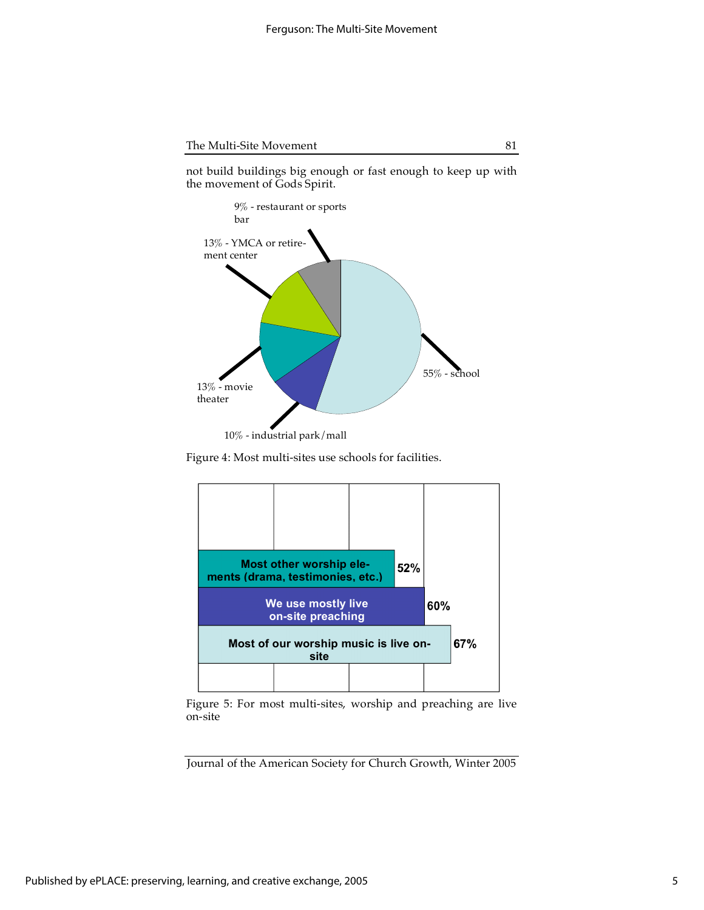not build buildings big enough or fast enough to keep up with the movement of Gods Spirit.

9% - restaurant or sports bar

13% - YMCA or retirement center

13% - movie theater

10% - industrial park/mall

55% - school

Figure 4: Most multi-sites use schools for facilities.

Most other worship elements (drama, testimonies, etc.) 52%

We use mostly live on-site preaching 60%

Most of our worship music is live on-site 67%

Figure 5: For most multi-sites, worship and preaching are live on-site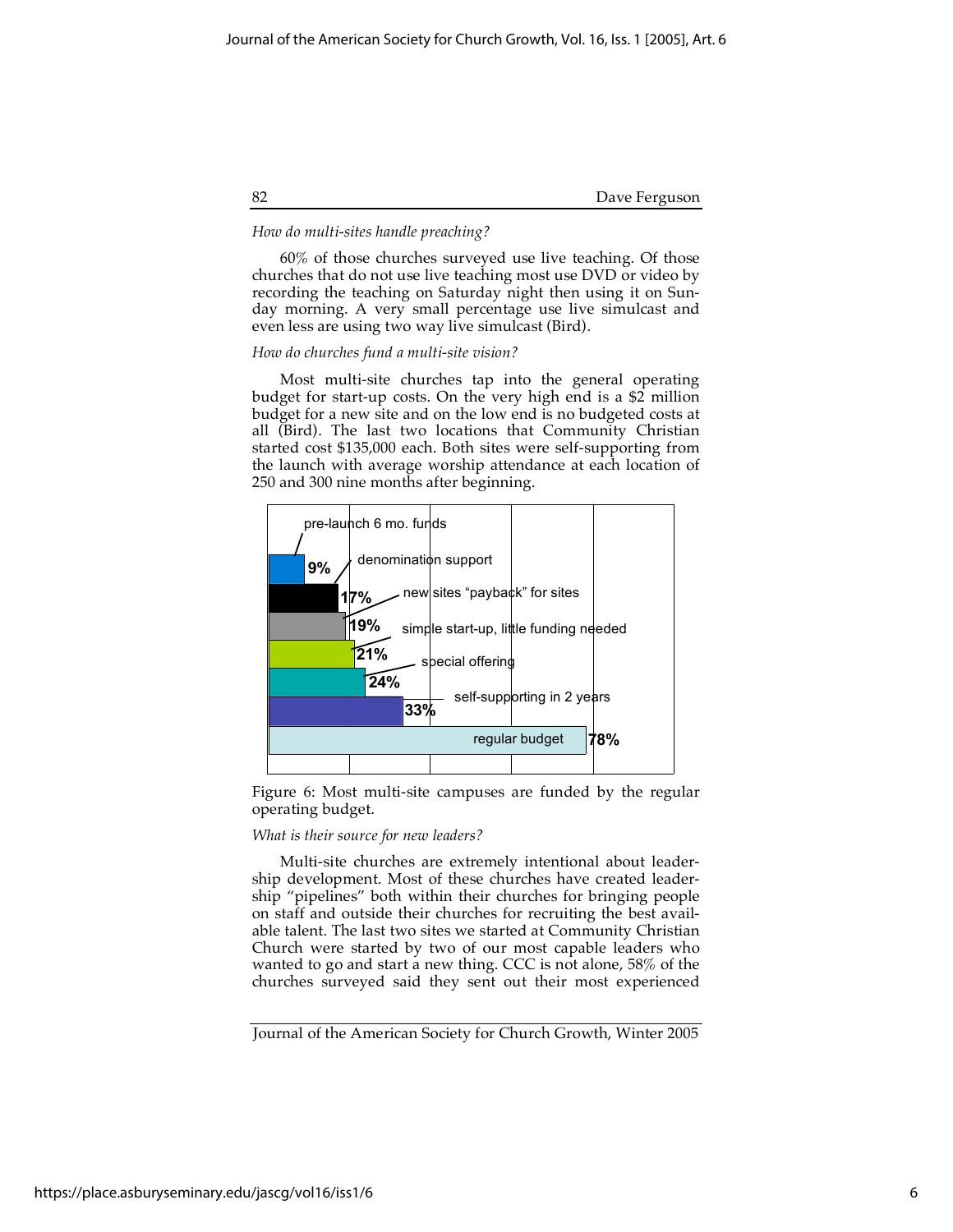*How do multi-sites handle preaching?*

60% of those churches surveyed use live teaching. Of those churches that do not use live teaching most use DVD or video by recording the teaching on Saturday night then using it on Sunday morning. A very small percentage use live simulcast and even less are using two way live simulcast (Bird).

*How do churches fund a multi-site vision?*

Most multi-site churches tap into the general operating budget for start-up costs. On the very high end is a $2 million budget for a new site and on the low end is no budgeted costs at all (Bird). The last two locations that Community Christian started cost $135,000 each. Both sites were self-supporting from the launch with average worship attendance at each location of 250 and 300 nine months after beginning.

| Funding source | Percentage |
|---|---|
| pre-launch 6 mo. funds | 9% |
| denomination support | 17% |
| new sites "payback" for sites | 19% |
| simple start-up, little funding needed | 21% |
| special offering | 24% |
| self-supporting in 2 years | 33% |
| regular budget | 78% |

Figure 6: Most multi-site campuses are funded by the regular operating budget.

*What is their source for new leaders?*

Multi-site churches are extremely intentional about leadership development. Most of these churches have created leadership "pipelines" both within their churches for bringing people on staff and outside their churches for recruiting the best available talent. The last two sites we started at Community Christian Church were started by two of our most capable leaders who wanted to go and start a new thing. CCC is not alone, 58% of the churches surveyed said they sent out their most experienced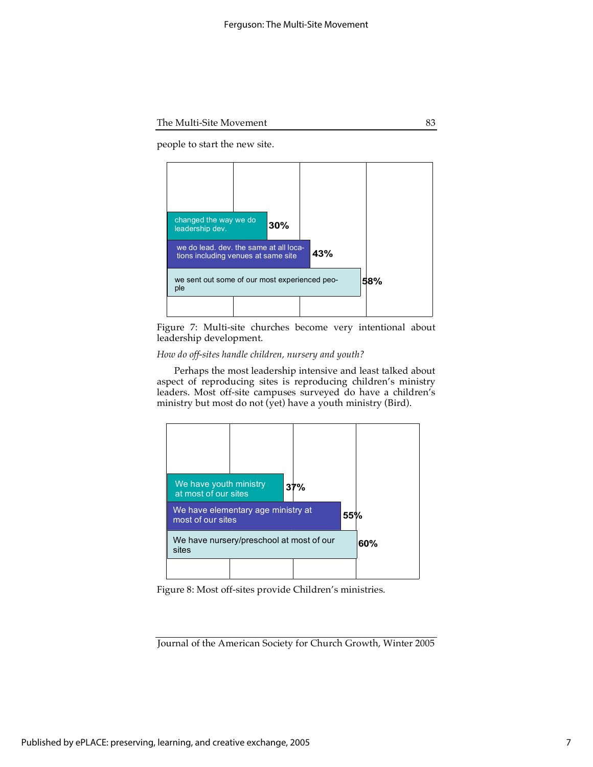people to start the new site.

| Response | Percentage |
|---|---|
| changed the way we do leadership dev. | 30% |
| we do lead. dev. the same at all locations including venues at same site | 43% |
| we sent out some of our most experienced people | 58% |

Figure 7: Multi-site churches become very intentional about leadership development.

*How do off-sites handle children, nursery and youth?*

Perhaps the most leadership intensive and least talked about aspect of reproducing sites is reproducing children's ministry leaders. Most off-site campuses surveyed do have a children's ministry but most do not (yet) have a youth ministry (Bird).

| Response | Percentage |
|---|---|
| We have youth ministry at most of our sites | 37% |
| We have elementary age ministry at most of our sites | 55% |
| We have nursery/preschool at most of our sites | 60% |

Figure 8: Most off-sites provide Children's ministries.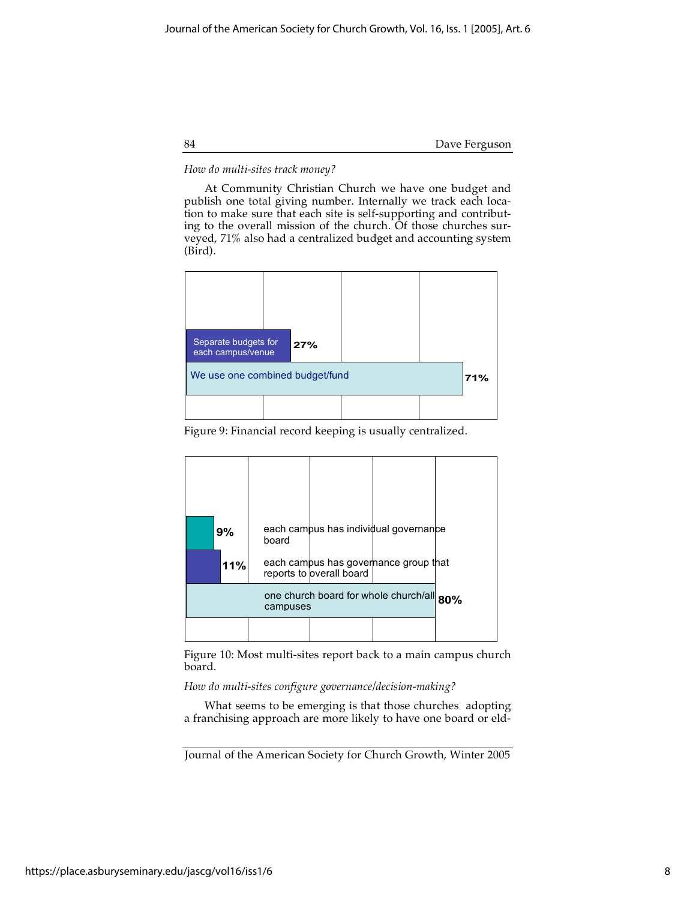*How do multi-sites track money?*

At Community Christian Church we have one budget and publish one total giving number. Internally we track each location to make sure that each site is self-supporting and contributing to the overall mission of the church. Of those churches surveyed, 71% also had a centralized budget and accounting system (Bird).

| Category | Percentage |
|---|---|
| Separate budgets for each campus/venue | 27% |
| We use one combined budget/fund | 71% |

Figure 9: Financial record keeping is usually centralized.

| Category | Percentage |
|---|---|
| each campus has individual governance board | 9% |
| each campus has governance group that reports to overall board | 11% |
| one church board for whole church/all campuses | 80% |

Figure 10: Most multi-sites report back to a main campus church board.

*How do multi-sites configure governance/decision-making?*

What seems to be emerging is that those churches adopting a franchising approach are more likely to have one board or eld-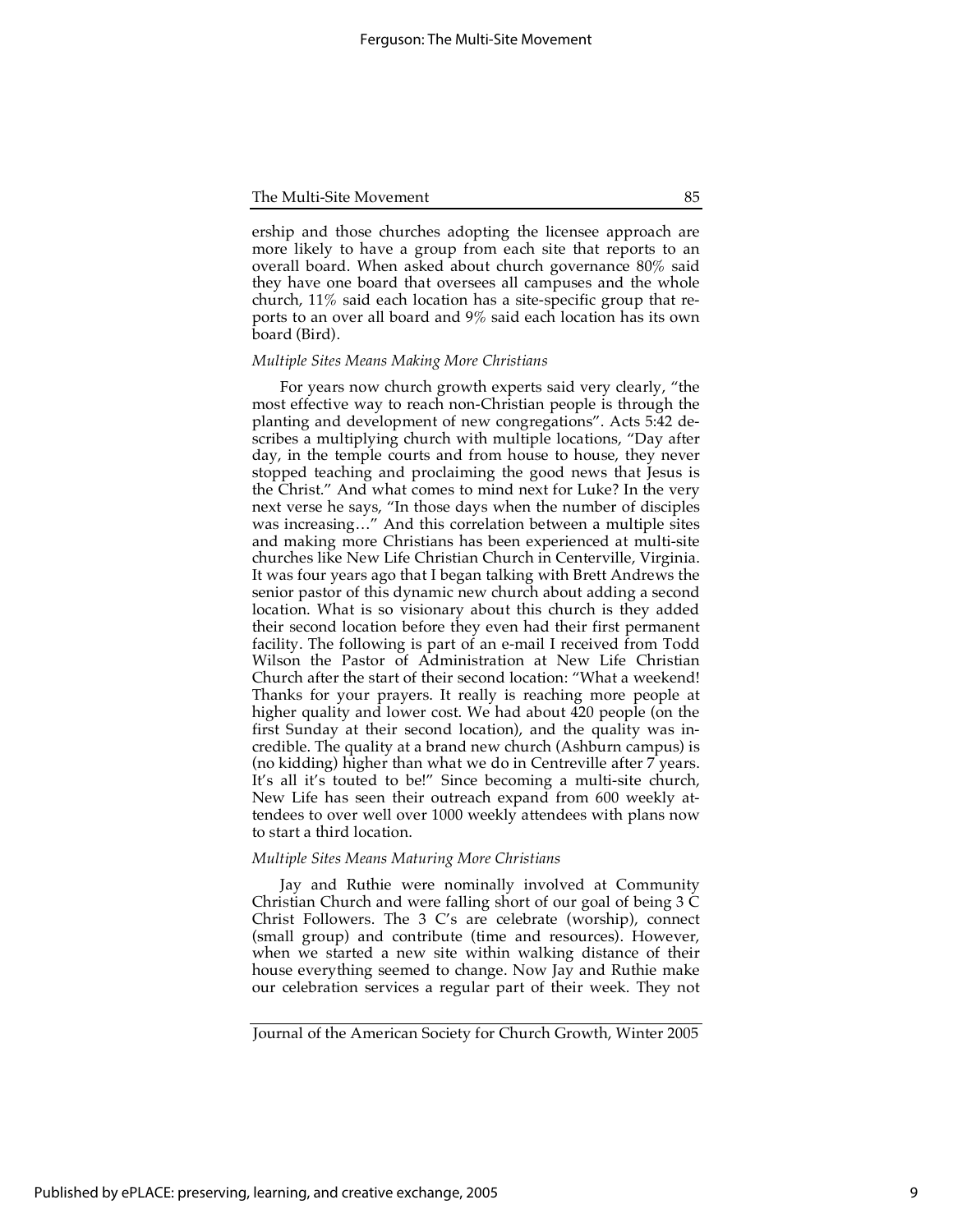ership and those churches adopting the licensee approach are more likely to have a group from each site that reports to an overall board. When asked about church governance 80% said they have one board that oversees all campuses and the whole church, 11% said each location has a site-specific group that reports to an over all board and 9% said each location has its own board (Bird).

*Multiple Sites Means Making More Christians*

For years now church growth experts said very clearly, "the most effective way to reach non-Christian people is through the planting and development of new congregations". Acts 5:42 describes a multiplying church with multiple locations, "Day after day, in the temple courts and from house to house, they never stopped teaching and proclaiming the good news that Jesus is the Christ." And what comes to mind next for Luke? In the very next verse he says, "In those days when the number of disciples was increasing…" And this correlation between a multiple sites and making more Christians has been experienced at multi-site churches like New Life Christian Church in Centerville, Virginia. It was four years ago that I began talking with Brett Andrews the senior pastor of this dynamic new church about adding a second location. What is so visionary about this church is they added their second location before they even had their first permanent facility. The following is part of an e-mail I received from Todd Wilson the Pastor of Administration at New Life Christian Church after the start of their second location: "What a weekend! Thanks for your prayers. It really is reaching more people at higher quality and lower cost. We had about 420 people (on the first Sunday at their second location), and the quality was incredible. The quality at a brand new church (Ashburn campus) is (no kidding) higher than what we do in Centreville after 7 years. It's all it's touted to be!" Since becoming a multi-site church, New Life has seen their outreach expand from 600 weekly attendees to over well over 1000 weekly attendees with plans now to start a third location.

*Multiple Sites Means Maturing More Christians*

Jay and Ruthie were nominally involved at Community Christian Church and were falling short of our goal of being 3 C Christ Followers. The 3 C's are celebrate (worship), connect (small group) and contribute (time and resources). However, when we started a new site within walking distance of their house everything seemed to change. Now Jay and Ruthie make our celebration services a regular part of their week. They not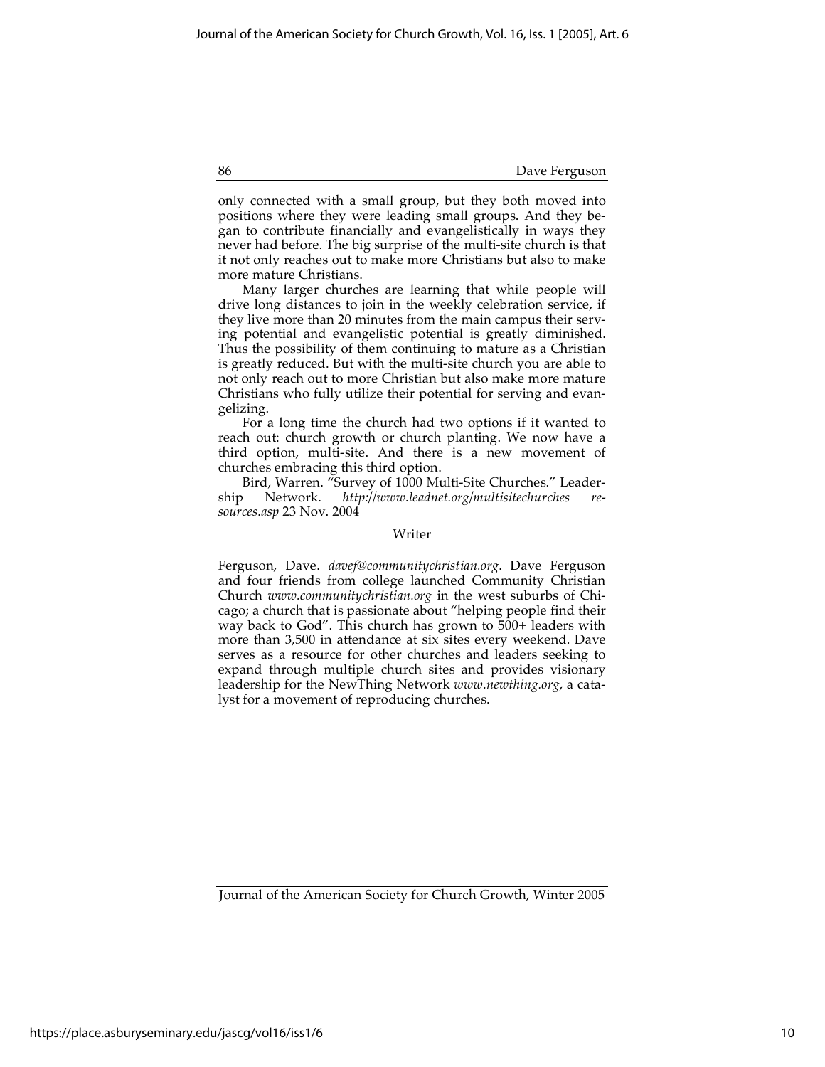only connected with a small group, but they both moved into positions where they were leading small groups. And they began to contribute financially and evangelistically in ways they never had before. The big surprise of the multi-site church is that it not only reaches out to make more Christians but also to make more mature Christians.

Many larger churches are learning that while people will drive long distances to join in the weekly celebration service, if they live more than 20 minutes from the main campus their serving potential and evangelistic potential is greatly diminished. Thus the possibility of them continuing to mature as a Christian is greatly reduced. But with the multi-site church you are able to not only reach out to more Christian but also make more mature Christians who fully utilize their potential for serving and evangelizing.

For a long time the church had two options if it wanted to reach out: church growth or church planting. We now have a third option, multi-site. And there is a new movement of churches embracing this third option.

Bird, Warren. "Survey of 1000 Multi-Site Churches." Leadership Network. *http://www.leadnet.org/multisitechurches resources.asp* 23 Nov. 2004

## Writer

Ferguson, Dave. *davef@communitychristian.org*. Dave Ferguson and four friends from college launched Community Christian Church *www.communitychristian.org* in the west suburbs of Chicago; a church that is passionate about "helping people find their way back to God". This church has grown to 500+ leaders with more than 3,500 in attendance at six sites every weekend. Dave serves as a resource for other churches and leaders seeking to expand through multiple church sites and provides visionary leadership for the NewThing Network *www.newthing.org*, a catalyst for a movement of reproducing churches.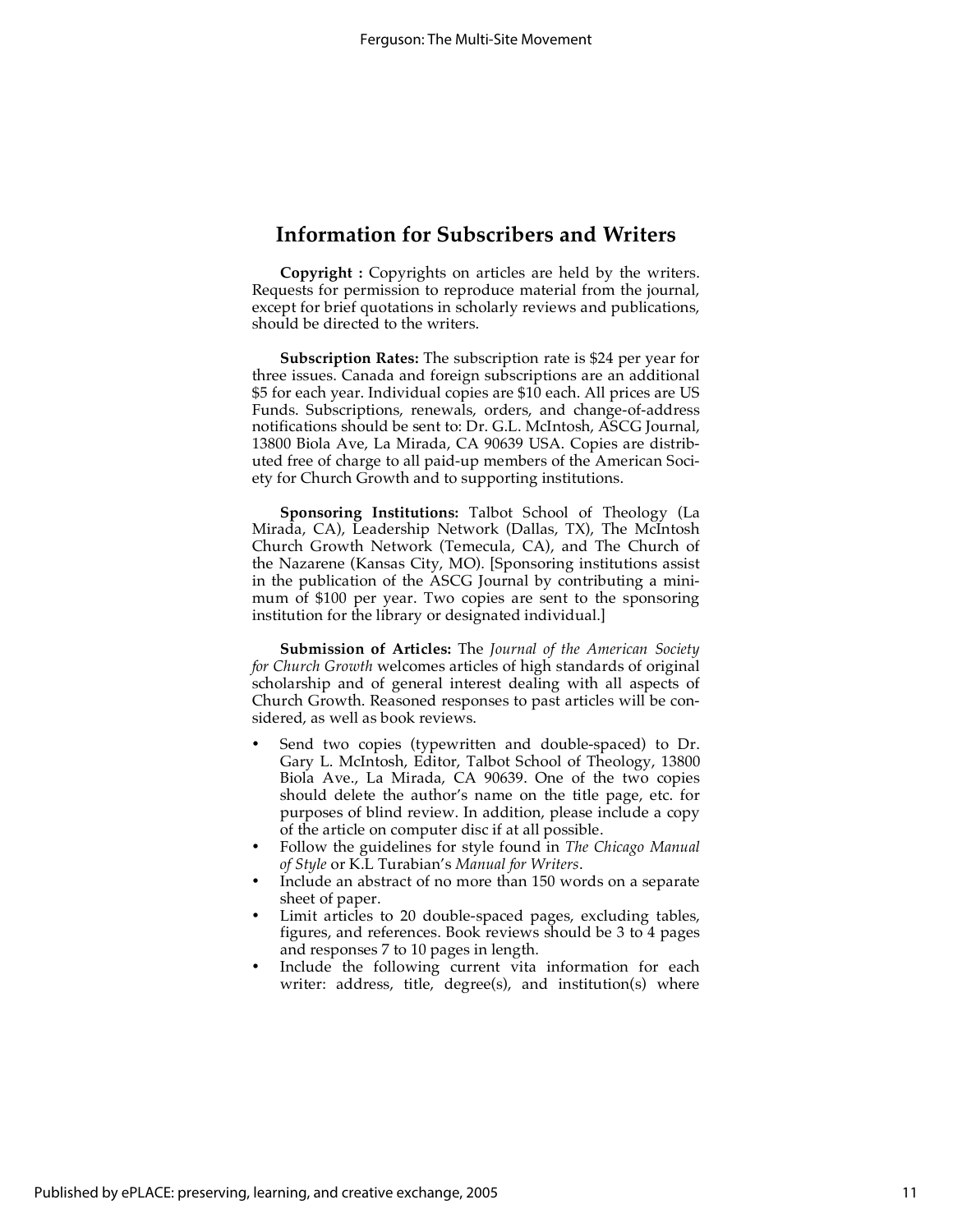## Information for Subscribers and Writers

**Copyright :** Copyrights on articles are held by the writers. Requests for permission to reproduce material from the journal, except for brief quotations in scholarly reviews and publications, should be directed to the writers.

**Subscription Rates:** The subscription rate is $24 per year for three issues. Canada and foreign subscriptions are an additional $5 for each year. Individual copies are $10 each. All prices are US Funds. Subscriptions, renewals, orders, and change-of-address notifications should be sent to: Dr. G.L. McIntosh, ASCG Journal, 13800 Biola Ave, La Mirada, CA 90639 USA. Copies are distributed free of charge to all paid-up members of the American Society for Church Growth and to supporting institutions.

**Sponsoring Institutions:** Talbot School of Theology (La Mirada, CA), Leadership Network (Dallas, TX), The McIntosh Church Growth Network (Temecula, CA), and The Church of the Nazarene (Kansas City, MO). [Sponsoring institutions assist in the publication of the ASCG Journal by contributing a minimum of $100 per year. Two copies are sent to the sponsoring institution for the library or designated individual.]

**Submission of Articles:** The *Journal of the American Society for Church Growth* welcomes articles of high standards of original scholarship and of general interest dealing with all aspects of Church Growth. Reasoned responses to past articles will be considered, as well as book reviews.

- Send two copies (typewritten and double-spaced) to Dr. Gary L. McIntosh, Editor, Talbot School of Theology, 13800 Biola Ave., La Mirada, CA 90639. One of the two copies should delete the author's name on the title page, etc. for purposes of blind review. In addition, please include a copy of the article on computer disc if at all possible.
- Follow the guidelines for style found in *The Chicago Manual of Style* or K.L Turabian's *Manual for Writers*.
- Include an abstract of no more than 150 words on a separate sheet of paper.
- Limit articles to 20 double-spaced pages, excluding tables, figures, and references. Book reviews should be 3 to 4 pages and responses 7 to 10 pages in length.
- Include the following current vita information for each writer: address, title, degree(s), and institution(s) where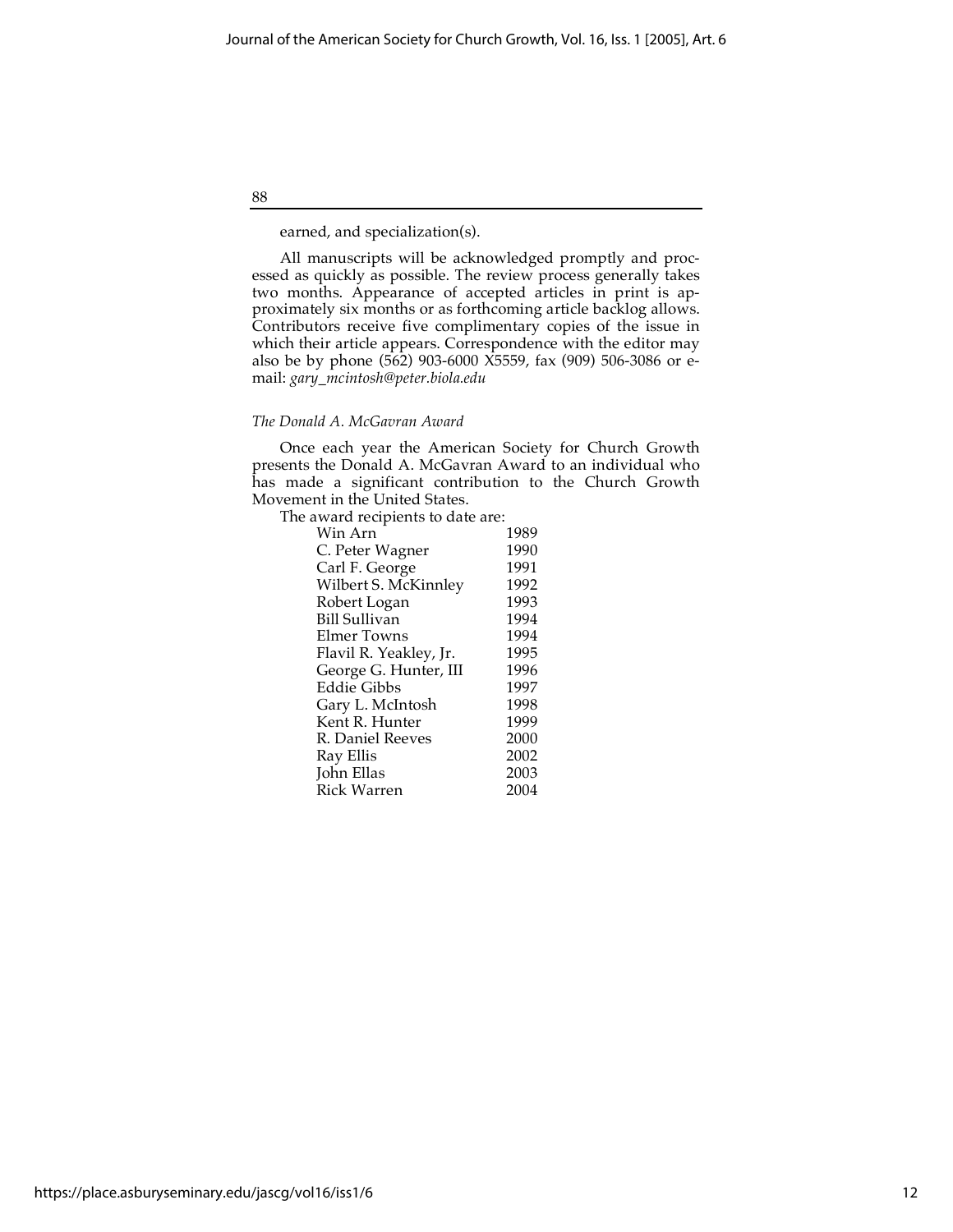earned, and specialization(s).

All manuscripts will be acknowledged promptly and processed as quickly as possible. The review process generally takes two months. Appearance of accepted articles in print is approximately six months or as forthcoming article backlog allows. Contributors receive five complimentary copies of the issue in which their article appears. Correspondence with the editor may also be by phone (562) 903-6000 X5559, fax (909) 506-3086 or e-mail: *gary_mcintosh@peter.biola.edu*

*The Donald A. McGavran Award*

Once each year the American Society for Church Growth presents the Donald A. McGavran Award to an individual who has made a significant contribution to the Church Growth Movement in the United States.

The award recipients to date are:

| | |
|---|---|
| Win Arn | 1989 |
| C. Peter Wagner | 1990 |
| Carl F. George | 1991 |
| Wilbert S. McKinnley | 1992 |
| Robert Logan | 1993 |
| Bill Sullivan | 1994 |
| Elmer Towns | 1994 |
| Flavil R. Yeakley, Jr. | 1995 |
| George G. Hunter, III | 1996 |
| Eddie Gibbs | 1997 |
| Gary L. McIntosh | 1998 |
| Kent R. Hunter | 1999 |
| R. Daniel Reeves | 2000 |
| Ray Ellis | 2002 |
| John Ellas | 2003 |
| Rick Warren | 2004 |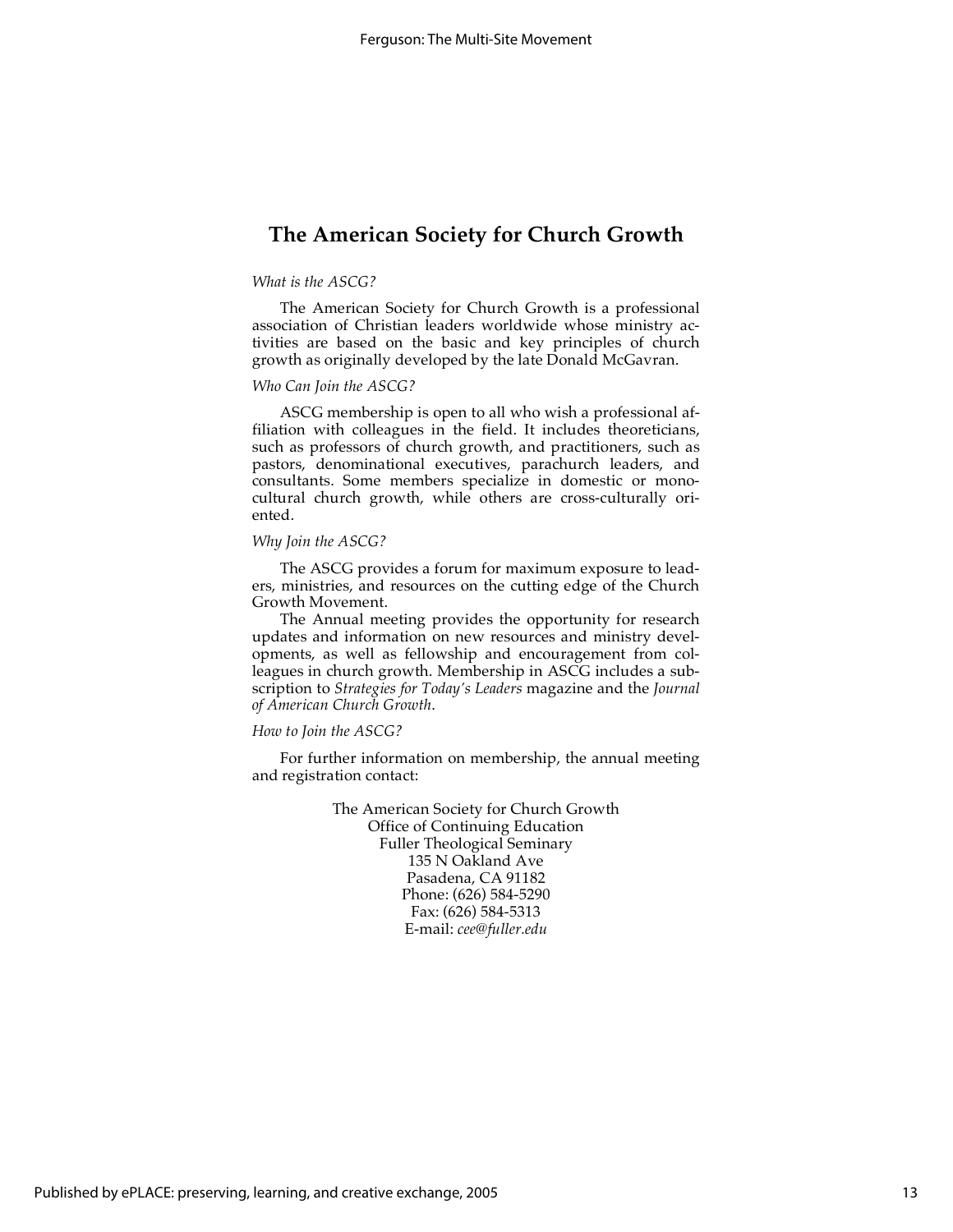## The American Society for Church Growth

*What is the ASCG?*

The American Society for Church Growth is a professional association of Christian leaders worldwide whose ministry activities are based on the basic and key principles of church growth as originally developed by the late Donald McGavran.

*Who Can Join the ASCG?*

ASCG membership is open to all who wish a professional affiliation with colleagues in the field. It includes theoreticians, such as professors of church growth, and practitioners, such as pastors, denominational executives, parachurch leaders, and consultants. Some members specialize in domestic or monocultural church growth, while others are cross-culturally oriented.

*Why Join the ASCG?*

The ASCG provides a forum for maximum exposure to leaders, ministries, and resources on the cutting edge of the Church Growth Movement.

The Annual meeting provides the opportunity for research updates and information on new resources and ministry developments, as well as fellowship and encouragement from colleagues in church growth. Membership in ASCG includes a subscription to *Strategies for Today's Leaders* magazine and the *Journal of American Church Growth*.

*How to Join the ASCG?*

For further information on membership, the annual meeting and registration contact:

The American Society for Church Growth
Office of Continuing Education
Fuller Theological Seminary
135 N Oakland Ave
Pasadena, CA 91182
Phone: (626) 584-5290
Fax: (626) 584-5313
E-mail: *cee@fuller.edu*